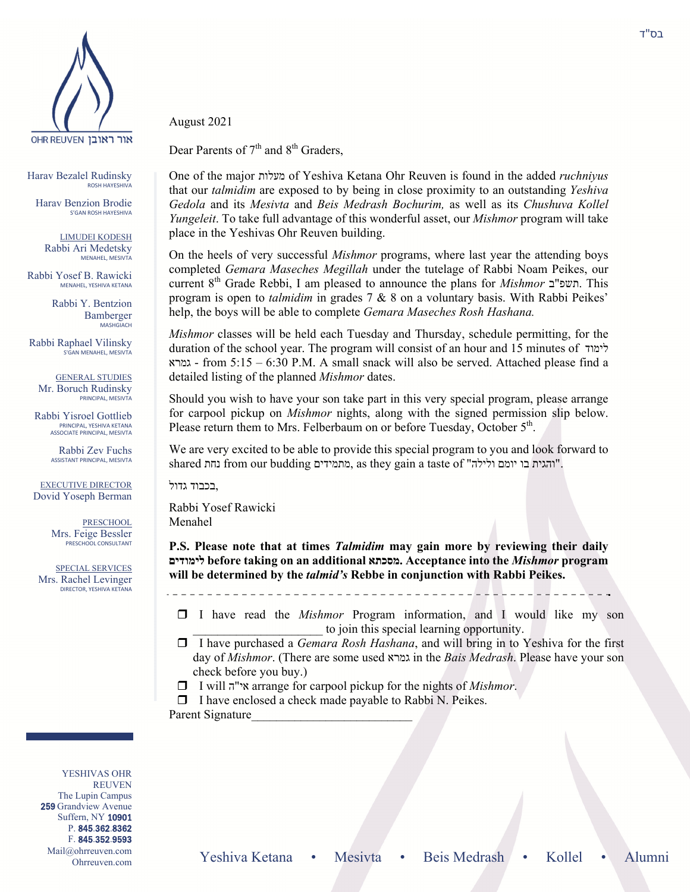בס"ד

OHR REUVEN אור ראובן

Harav Bezalel Rudinsky
ROSH HAYESHIVA

Harav Benzion Brodie
S'GAN ROSH HAYESHIVA

LIMUDEI KODESH
Rabbi Ari Medetsky
MENAHEL, MESIVTA

Rabbi Yosef B. Rawicki
MENAHEL, YESHIVA KETANA

Rabbi Y. Bentzion Bamberger
MASHGIACH

Rabbi Raphael Vilinsky
S'GAN MENAHEL, MESIVTA

GENERAL STUDIES
Mr. Boruch Rudinsky
PRINCIPAL, MESIVTA

Rabbi Yisroel Gottlieb
PRINCIPAL, YESHIVA KETANA
ASSOCIATE PRINCIPAL, MESIVTA

Rabbi Zev Fuchs
ASSISTANT PRINCIPAL, MESIVTA

EXECUTIVE DIRECTOR
Dovid Yoseph Berman

PRESCHOOL
Mrs. Feige Bessler
PRESCHOOL CONSULTANT

SPECIAL SERVICES
Mrs. Rachel Levinger
DIRECTOR, YESHIVA KETANA

August 2021

Dear Parents of 7th and 8th Graders,

One of the major מעלות of Yeshiva Ketana Ohr Reuven is found in the added *ruchniyus* that our *talmidim* are exposed to by being in close proximity to an outstanding *Yeshiva Gedola* and its *Mesivta* and *Beis Medrash Bochurim,* as well as its *Chushuva Kollel Yungeleit*. To take full advantage of this wonderful asset, our *Mishmor* program will take place in the Yeshivas Ohr Reuven building.

On the heels of very successful *Mishmor* programs, where last year the attending boys completed *Gemara Maseches Megillah* under the tutelage of Rabbi Noam Peikes, our current 8th Grade Rebbi, I am pleased to announce the plans for *Mishmor* תשפ"ב. This program is open to *talmidim* in grades 7 & 8 on a voluntary basis. With Rabbi Peikes' help, the boys will be able to complete *Gemara Maseches Rosh Hashana.*

*Mishmor* classes will be held each Tuesday and Thursday, schedule permitting, for the duration of the school year. The program will consist of an hour and 15 minutes of לימוד גמרא - from 5:15 – 6:30 P.M. A small snack will also be served. Attached please find a detailed listing of the planned *Mishmor* dates.

Should you wish to have your son take part in this very special program, please arrange for carpool pickup on *Mishmor* nights, along with the signed permission slip below. Please return them to Mrs. Felberbaum on or before Tuesday, October 5th.

We are very excited to be able to provide this special program to you and look forward to shared נחת from our budding מתמידים, as they gain a taste of "והגית בו יומם ולילה".

בכבוד גדול,

Rabbi Yosef Rawicki
Menahel

**P.S. Please note that at times *Talmidim* may gain more by reviewing their daily לימודים before taking on an additional מסכתא. Acceptance into the *Mishmor* program will be determined by the *talmid's* Rebbe in conjunction with Rabbi Peikes.**

- - - - - - - - - - - - - - - - - - - - - - - - - - - - - - - - - - - - - - - - - - - - - - - -

- ☐ I have read the *Mishmor* Program information, and I would like my son \_\_\_\_\_\_\_\_\_\_\_\_\_\_\_\_\_\_\_\_ to join this special learning opportunity.
- ☐ I have purchased a *Gemara Rosh Hashana*, and will bring in to Yeshiva for the first day of *Mishmor*. (There are some used גמרא in the *Bais Medrash*. Please have your son check before you buy.)
- ☐ I will אי"ה arrange for carpool pickup for the nights of *Mishmor*.
- ☐ I have enclosed a check made payable to Rabbi N. Peikes.

Parent Signature\_\_\_\_\_\_\_\_\_\_\_\_\_\_\_\_\_\_\_\_\_\_\_\_\_\_

YESHIVAS OHR REUVEN
The Lupin Campus
259 Grandview Avenue
Suffern, NY 10901
P. 845.362.8362
F. 845.352.9593
Mail@ohrreuven.com
Ohrreuven.com

Yeshiva Ketana • Mesivta • Beis Medrash • Kollel • Alumni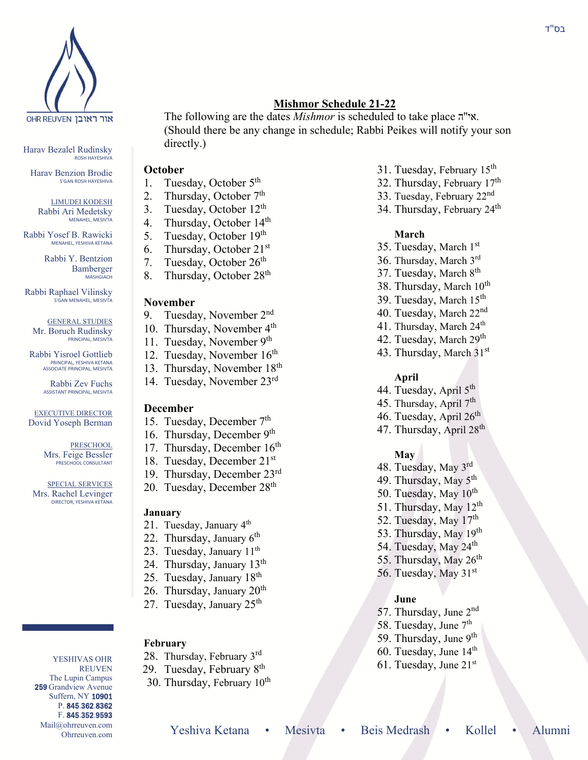בס"ד

OHR REUVEN אור ראובן

Harav Bezalel Rudinsky
ROSH HAYESHIVA

Harav Benzion Brodie
S'GAN ROSH HAYESHIVA

LIMUDEI KODESH
Rabbi Ari Medetsky
MENAHEL, MESIVTA

Rabbi Yosef B. Rawicki
MENAHEL, YESHIVA KETANA

Rabbi Y. Bentzion Bamberger
MASHGIACH

Rabbi Raphael Vilinsky
S'GAN MENAHEL, MESIVTA

GENERAL STUDIES
Mr. Boruch Rudinsky
PRINCIPAL, MESIVTA

Rabbi Yisroel Gottlieb
PRINCIPAL, YESHIVA KETANA
ASSOCIATE PRINCIPAL, MESIVTA

Rabbi Zev Fuchs
ASSISTANT PRINCIPAL, MESIVTA

EXECUTIVE DIRECTOR
Dovid Yoseph Berman

PRESCHOOL
Mrs. Feige Bessler
PRESCHOOL CONSULTANT

SPECIAL SERVICES
Mrs. Rachel Levinger
DIRECTOR, YESHIVA KETANA

YESHIVAS OHR REUVEN
The Lupin Campus
**259** Grandview Avenue
Suffern, NY **10901**
P. **845.362.8362**
F. **845.352.9593**
Mail@ohrreuven.com
Ohrreuven.com

## Mishmor Schedule 21-22

The following are the dates *Mishmor* is scheduled to take place אי"ה.
(Should there be any change in schedule; Rabbi Peikes will notify your son directly.)

**October**

1. Tuesday, October 5th
2. Thursday, October 7th
3. Tuesday, October 12th
4. Thursday, October 14th
5. Tuesday, October 19th
6. Thursday, October 21st
7. Tuesday, October 26th
8. Thursday, October 28th

**November**

9. Tuesday, November 2nd
10. Thursday, November 4th
11. Tuesday, November 9th
12. Tuesday, November 16th
13. Thursday, November 18th
14. Tuesday, November 23rd

**December**

15. Tuesday, December 7th
16. Thursday, December 9th
17. Thursday, December 16th
18. Tuesday, December 21st
19. Thursday, December 23rd
20. Tuesday, December 28th

**January**

21. Tuesday, January 4th
22. Thursday, January 6th
23. Tuesday, January 11th
24. Thursday, January 13th
25. Tuesday, January 18th
26. Thursday, January 20th
27. Tuesday, January 25th

**February**

28. Thursday, February 3rd
29. Tuesday, February 8th
30. Thursday, February 10th
31. Tuesday, February 15th
32. Thursday, February 17th
33. Tuesday, February 22nd
34. Thursday, February 24th

**March**

35. Tuesday, March 1st
36. Thursday, March 3rd
37. Tuesday, March 8th
38. Thursday, March 10th
39. Tuesday, March 15th
40. Tuesday, March 22nd
41. Thursday, March 24th
42. Tuesday, March 29th
43. Thursday, March 31st

**April**

44. Tuesday, April 5th
45. Thursday, April 7th
46. Tuesday, April 26th
47. Thursday, April 28th

**May**

48. Tuesday, May 3rd
49. Thursday, May 5th
50. Tuesday, May 10th
51. Thursday, May 12th
52. Tuesday, May 17th
53. Thursday, May 19th
54. Tuesday, May 24th
55. Thursday, May 26th
56. Tuesday, May 31st

**June**

57. Thursday, June 2nd
58. Tuesday, June 7th
59. Thursday, June 9th
60. Tuesday, June 14th
61. Tuesday, June 21st

Yeshiva Ketana • Mesivta • Beis Medrash • Kollel • Alumni